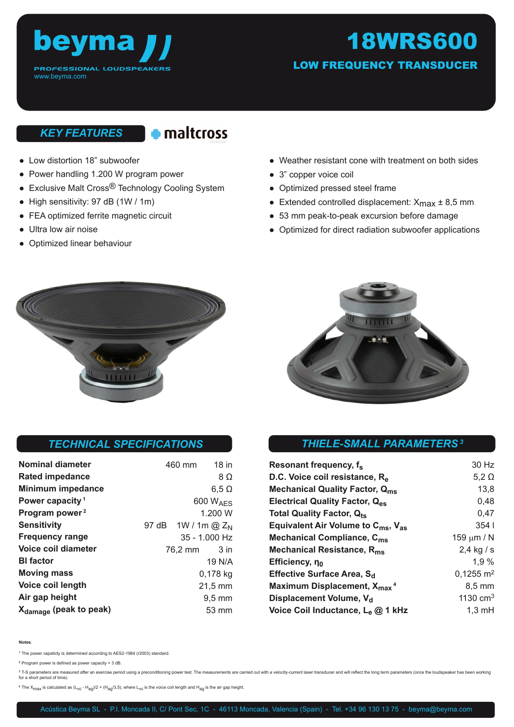beyma

PROFESSIONAL LOUDSPEAKERS

www.beyma.com

# 18WRS600

## LOW FREQUENCY TRANSDUCER

## KEY FEATURES

maltcross

- Low distortion 18" subwoofer
- Power handling 1.200 W program power
- Exclusive Malt Cross® Technology Cooling System
- High sensitivity: 97 dB (1W / 1m)
- FEA optimized ferrite magnetic circuit
- Ultra low air noise
- Optimized linear behaviour
- Weather resistant cone with treatment on both sides
- 3" copper voice coil
- Optimized pressed steel frame
- Extended controlled displacement: $X_{max}$ ± 8,5 mm
- 53 mm peak-to-peak excursion before damage
- Optimized for direct radiation subwoofer applications

## TECHNICAL SPECIFICATIONS

| | | |
|---|---|---|
| **Nominal diameter** | 460 mm | 18 in |
| **Rated impedance** | | 8 Ω |
| **Minimum impedance** | | 6,5 Ω |
| **Power capacity** [1] | | 600 $W_{AES}$ |
| **Program power** [2] | | 1.200 W |
| **Sensitivity** | 97 dB | 1W / 1m @ $Z_N$ |
| **Frequency range** | | 35 - 1.000 Hz |
| **Voice coil diameter** | 76,2 mm | 3 in |
| **Bl factor** | | 19 N/A |
| **Moving mass** | | 0,178 kg |
| **Voice coil length** | | 21,5 mm |
| **Air gap height** | | 9,5 mm |
| **$X_{damage}$ (peak to peak)** | | 53 mm |

## THIELE-SMALL PARAMETERS [3]

| | |
|---|---|
| **Resonant frequency, $f_s$** | 30 Hz |
| **D.C. Voice coil resistance, $R_e$** | 5,2 Ω |
| **Mechanical Quality Factor, $Q_{ms}$** | 13,8 |
| **Electrical Quality Factor, $Q_{es}$** | 0,48 |
| **Total Quality Factor, $Q_{ts}$** | 0,47 |
| **Equivalent Air Volume to $C_{ms}$, $V_{as}$** | 354 l |
| **Mechanical Compliance, $C_{ms}$** | 159 µm / N |
| **Mechanical Resistance, $R_{ms}$** | 2,4 kg / s |
| **Efficiency, $\eta_0$** | 1,9 % |
| **Effective Surface Area, $S_d$** | 0,1255 $m^2$ |
| **Maximum Displacement, $X_{max}$** [4] | 8,5 mm |
| **Displacement Volume, $V_d$** | 1130 $cm^3$ |
| **Voice Coil Inductance, $L_e$ @ 1 kHz** | 1,3 mH |

**Notes**:

[1] The power capacity is determined according to AES2-1984 (r2003) standard.

[2] Program power is defined as power capacity + 3 dB.

[3] T-S parameters are measured after an exercise period using a preconditioning power test. The measurements are carried out with a velocity-current laser transducer and will reflect the long term parameters (once the loudspeaker has been working for a short period of time).

[4] The $X_{max}$ is calculated as $(L_{vc} - H_{ag})/2 + (H_{ag}/3,5)$, where $L_{vc}$ is the voice coil length and $H_{ag}$ is the air gap height.

Acústica Beyma SL - P.I. Moncada II, C/ Pont Sec, 1C - 46113 Moncada, Valencia (Spain) - Tel. +34 96 130 13 75 - beyma@beyma.com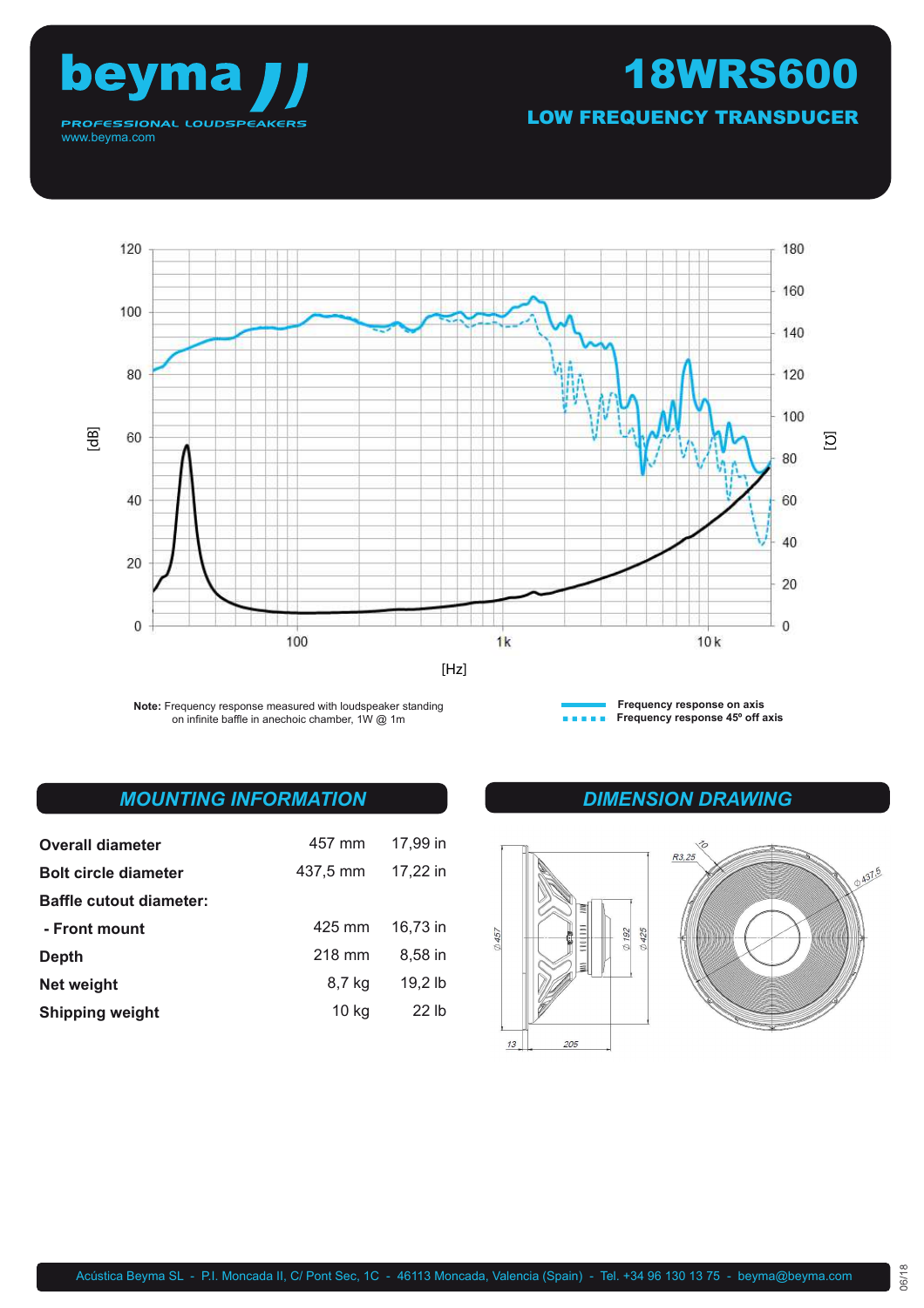# beyma

PROFESSIONAL LOUDSPEAKERS
www.beyma.com

# 18WRS600

## LOW FREQUENCY TRANSDUCER

[dB]
120
100
80
60
40
20
0

[Ω]
180
160
140
120
100
80
60
40
20
0

100
1k
10k
[Hz]

**Note:** Frequency response measured with loudspeaker standing on infinite baffle in anechoic chamber, 1W @ 1m

Frequency response on axis
Frequency response 45º off axis

## MOUNTING INFORMATION

| | | |
|---|---|---|
| **Overall diameter** | 457 mm | 17,99 in |
| **Bolt circle diameter** | 437,5 mm | 17,22 in |
| **Baffle cutout diameter:** | | |
| **- Front mount** | 425 mm | 16,73 in |
| **Depth** | 218 mm | 8,58 in |
| **Net weight** | 8,7 kg | 19,2 lb |
| **Shipping weight** | 10 kg | 22 lb |

## DIMENSION DRAWING

Ø 457
Ø 192
Ø 425
13
205
10
R3,25
Ø 437,5

Acústica Beyma SL - P.I. Moncada II, C/ Pont Sec, 1C - 46113 Moncada, Valencia (Spain) - Tel. +34 96 130 13 75 - beyma@beyma.com

06/18